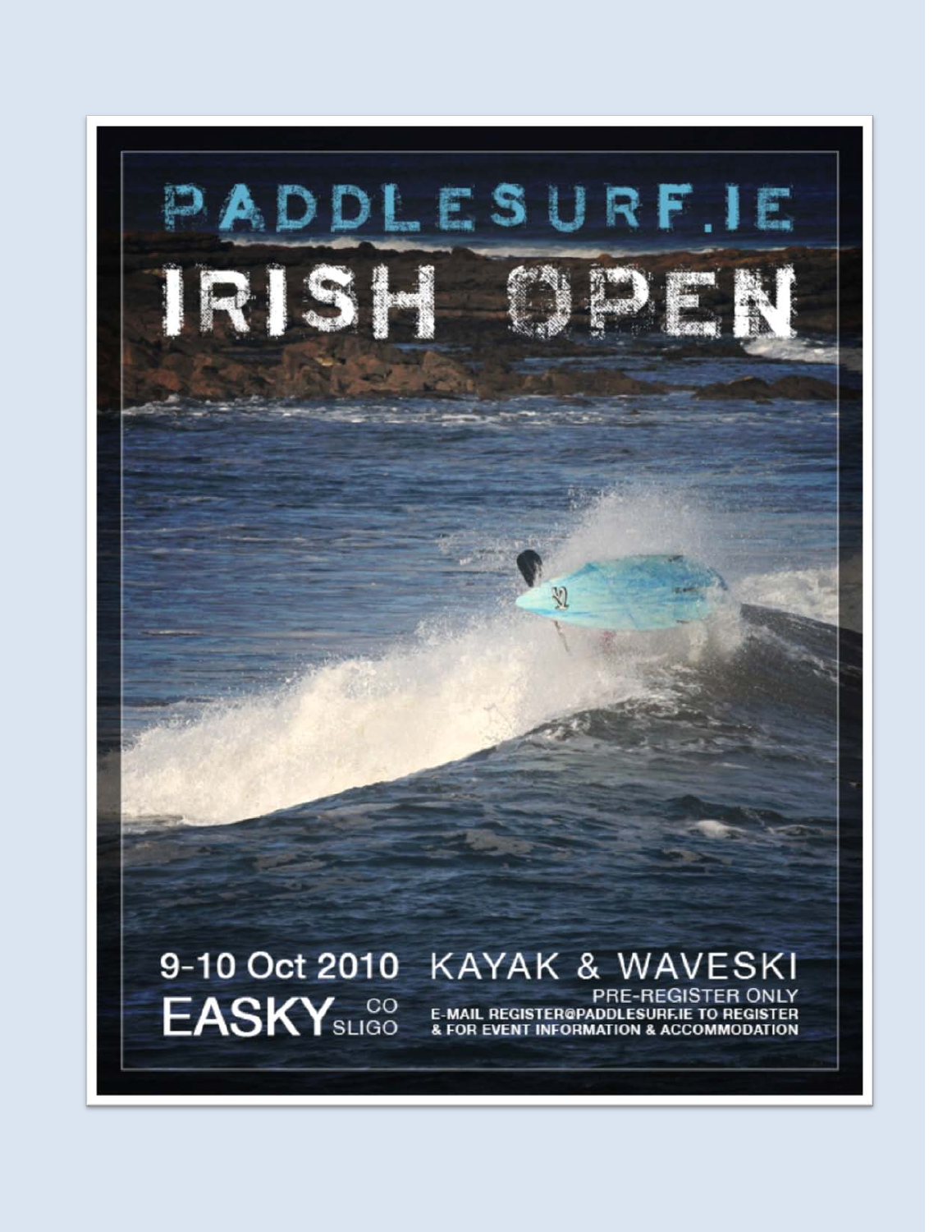# PADDLESURF.IE

# IRISH OPEN

9-10 Oct 2010

KAYAK & WAVESKI

EASKY CO SLIGO

PRE-REGISTER ONLY

E-MAIL REGISTER@PADDLESURF.IE TO REGISTER & FOR EVENT INFORMATION & ACCOMMODATION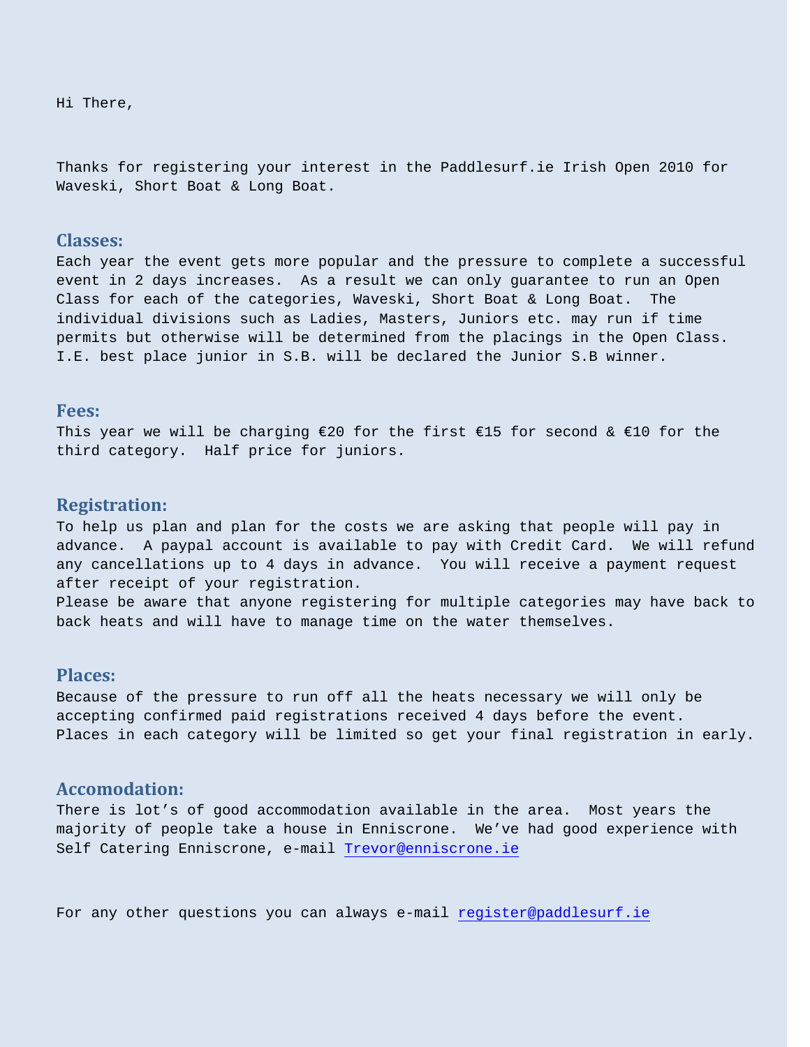Hi There,

Thanks for registering your interest in the Paddlesurf.ie Irish Open 2010 for Waveski, Short Boat & Long Boat.

## Classes:

Each year the event gets more popular and the pressure to complete a successful event in 2 days increases. As a result we can only guarantee to run an Open Class for each of the categories, Waveski, Short Boat & Long Boat. The individual divisions such as Ladies, Masters, Juniors etc. may run if time permits but otherwise will be determined from the placings in the Open Class. I.E. best place junior in S.B. will be declared the Junior S.B winner.

## Fees:

This year we will be charging €20 for the first €15 for second & €10 for the third category. Half price for juniors.

## Registration:

To help us plan and plan for the costs we are asking that people will pay in advance. A paypal account is available to pay with Credit Card. We will refund any cancellations up to 4 days in advance. You will receive a payment request after receipt of your registration.

Please be aware that anyone registering for multiple categories may have back to back heats and will have to manage time on the water themselves.

## Places:

Because of the pressure to run off all the heats necessary we will only be accepting confirmed paid registrations received 4 days before the event. Places in each category will be limited so get your final registration in early.

## Accomodation:

There is lot's of good accommodation available in the area. Most years the majority of people take a house in Enniscrone. We've had good experience with Self Catering Enniscrone, e-mail Trevor@enniscrone.ie

For any other questions you can always e-mail register@paddlesurf.ie